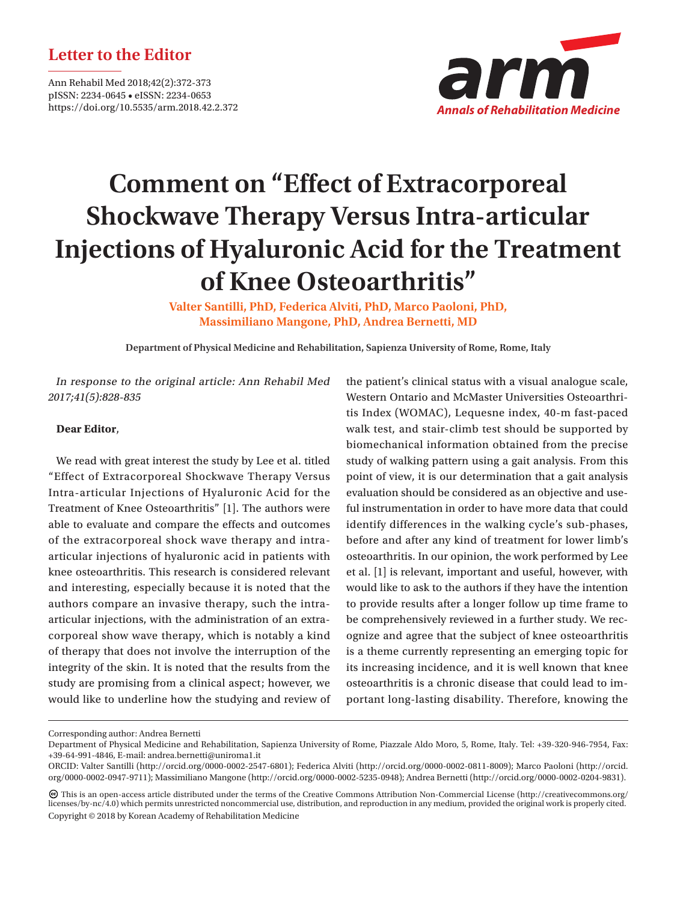## Letter to the Editor

Ann Rehabil Med 2018;42(2):372-373
pISSN: 2234-0645 • eISSN: 2234-0653
https://doi.org/10.5535/arm.2018.42.2.372

# Comment on "Effect of Extracorporeal Shockwave Therapy Versus Intra-articular Injections of Hyaluronic Acid for the Treatment of Knee Osteoarthritis"

**Valter Santilli, PhD, Federica Alviti, PhD, Marco Paoloni, PhD, Massimiliano Mangone, PhD, Andrea Bernetti, MD**

Department of Physical Medicine and Rehabilitation, Sapienza University of Rome, Rome, Italy

*In response to the original article: Ann Rehabil Med 2017;41(5):828-835*

**Dear Editor**,

We read with great interest the study by Lee et al. titled "Effect of Extracorporeal Shockwave Therapy Versus Intra-articular Injections of Hyaluronic Acid for the Treatment of Knee Osteoarthritis" [1]. The authors were able to evaluate and compare the effects and outcomes of the extracorporeal shock wave therapy and intra-articular injections of hyaluronic acid in patients with knee osteoarthritis. This research is considered relevant and interesting, especially because it is noted that the authors compare an invasive therapy, such the intra-articular injections, with the administration of an extracorporeal show wave therapy, which is notably a kind of therapy that does not involve the interruption of the integrity of the skin. It is noted that the results from the study are promising from a clinical aspect; however, we would like to underline how the studying and review of the patient's clinical status with a visual analogue scale, Western Ontario and McMaster Universities Osteoarthritis Index (WOMAC), Lequesne index, 40-m fast-paced walk test, and stair-climb test should be supported by biomechanical information obtained from the precise study of walking pattern using a gait analysis. From this point of view, it is our determination that a gait analysis evaluation should be considered as an objective and useful instrumentation in order to have more data that could identify differences in the walking cycle's sub-phases, before and after any kind of treatment for lower limb's osteoarthritis. In our opinion, the work performed by Lee et al. [1] is relevant, important and useful, however, with would like to ask to the authors if they have the intention to provide results after a longer follow up time frame to be comprehensively reviewed in a further study. We recognize and agree that the subject of knee osteoarthritis is a theme currently representing an emerging topic for its increasing incidence, and it is well known that knee osteoarthritis is a chronic disease that could lead to important long-lasting disability. Therefore, knowing the

---

Corresponding author: Andrea Bernetti
Department of Physical Medicine and Rehabilitation, Sapienza University of Rome, Piazzale Aldo Moro, 5, Rome, Italy. Tel: +39-320-946-7954, Fax: +39-64-991-4846, E-mail: andrea.bernetti@uniroma1.it

ORCID: Valter Santilli (http://orcid.org/0000-0002-2547-6801); Federica Alviti (http://orcid.org/0000-0002-0811-8009); Marco Paoloni (http://orcid.org/0000-0002-0947-9711); Massimiliano Mangone (http://orcid.org/0000-0002-5235-0948); Andrea Bernetti (http://orcid.org/0000-0002-0204-9831).

This is an open-access article distributed under the terms of the Creative Commons Attribution Non-Commercial License (http://creativecommons.org/licenses/by-nc/4.0) which permits unrestricted noncommercial use, distribution, and reproduction in any medium, provided the original work is properly cited.
Copyright © 2018 by Korean Academy of Rehabilitation Medicine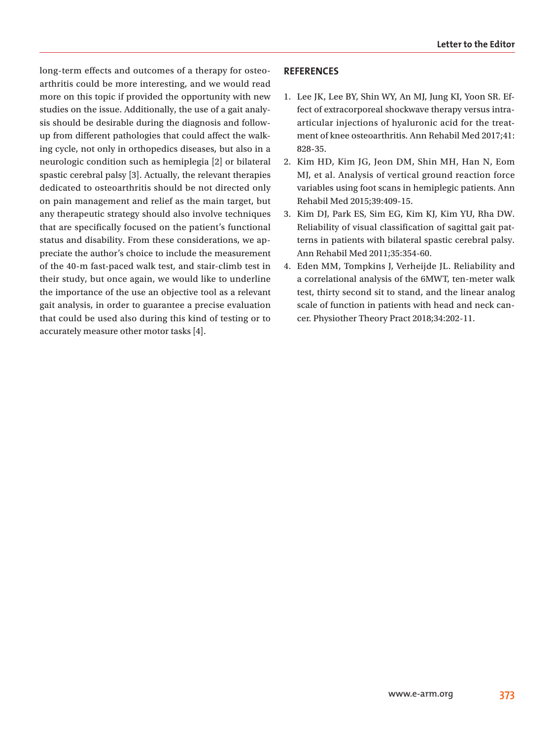long-term effects and outcomes of a therapy for osteoarthritis could be more interesting, and we would read more on this topic if provided the opportunity with new studies on the issue. Additionally, the use of a gait analysis should be desirable during the diagnosis and follow-up from different pathologies that could affect the walking cycle, not only in orthopedics diseases, but also in a neurologic condition such as hemiplegia [2] or bilateral spastic cerebral palsy [3]. Actually, the relevant therapies dedicated to osteoarthritis should be not directed only on pain management and relief as the main target, but any therapeutic strategy should also involve techniques that are specifically focused on the patient's functional status and disability. From these considerations, we appreciate the author's choice to include the measurement of the 40-m fast-paced walk test, and stair-climb test in their study, but once again, we would like to underline the importance of the use an objective tool as a relevant gait analysis, in order to guarantee a precise evaluation that could be used also during this kind of testing or to accurately measure other motor tasks [4].

## REFERENCES

1. Lee JK, Lee BY, Shin WY, An MJ, Jung KI, Yoon SR. Effect of extracorporeal shockwave therapy versus intra-articular injections of hyaluronic acid for the treatment of knee osteoarthritis. Ann Rehabil Med 2017;41:828-35.
2. Kim HD, Kim JG, Jeon DM, Shin MH, Han N, Eom MJ, et al. Analysis of vertical ground reaction force variables using foot scans in hemiplegic patients. Ann Rehabil Med 2015;39:409-15.
3. Kim DJ, Park ES, Sim EG, Kim KJ, Kim YU, Rha DW. Reliability of visual classification of sagittal gait patterns in patients with bilateral spastic cerebral palsy. Ann Rehabil Med 2011;35:354-60.
4. Eden MM, Tompkins J, Verheijde JL. Reliability and a correlational analysis of the 6MWT, ten-meter walk test, thirty second sit to stand, and the linear analog scale of function in patients with head and neck cancer. Physiother Theory Pract 2018;34:202-11.